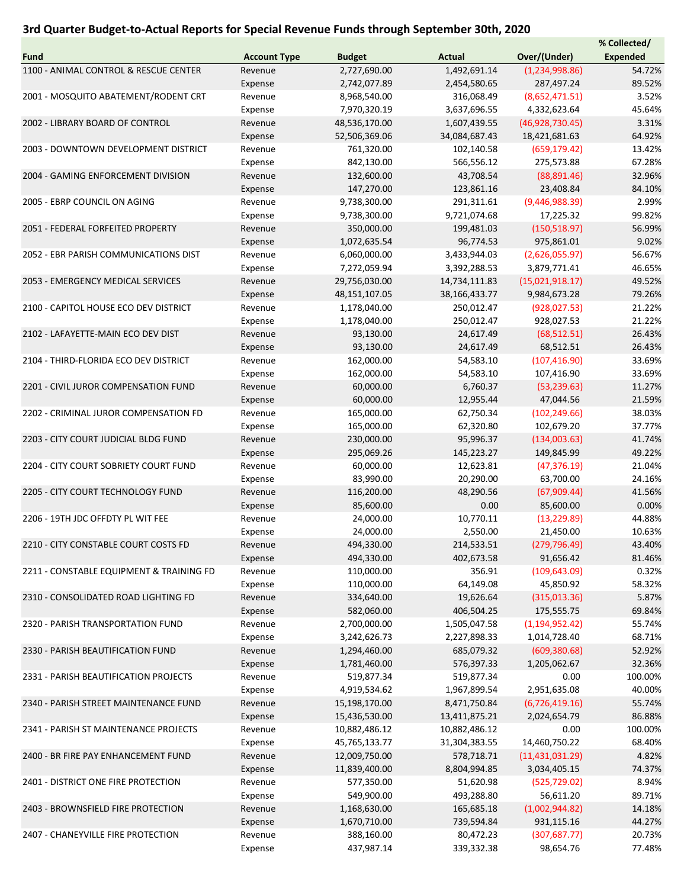# 3rd Quarter Budget-to-Actual Reports for Special Revenue Funds through September 30th, 2020

| Fund | Account Type | Budget | Actual | Over/(Under) | % Collected/ Expended |
|---|---|---|---|---|---|
| 1100 - ANIMAL CONTROL & RESCUE CENTER | Revenue | 2,727,690.00 | 1,492,691.14 | (1,234,998.86) | 54.72% |
| | Expense | 2,742,077.89 | 2,454,580.65 | 287,497.24 | 89.52% |
| 2001 - MOSQUITO ABATEMENT/RODENT CRT | Revenue | 8,968,540.00 | 316,068.49 | (8,652,471.51) | 3.52% |
| | Expense | 7,970,320.19 | 3,637,696.55 | 4,332,623.64 | 45.64% |
| 2002 - LIBRARY BOARD OF CONTROL | Revenue | 48,536,170.00 | 1,607,439.55 | (46,928,730.45) | 3.31% |
| | Expense | 52,506,369.06 | 34,084,687.43 | 18,421,681.63 | 64.92% |
| 2003 - DOWNTOWN DEVELOPMENT DISTRICT | Revenue | 761,320.00 | 102,140.58 | (659,179.42) | 13.42% |
| | Expense | 842,130.00 | 566,556.12 | 275,573.88 | 67.28% |
| 2004 - GAMING ENFORCEMENT DIVISION | Revenue | 132,600.00 | 43,708.54 | (88,891.46) | 32.96% |
| | Expense | 147,270.00 | 123,861.16 | 23,408.84 | 84.10% |
| 2005 - EBRP COUNCIL ON AGING | Revenue | 9,738,300.00 | 291,311.61 | (9,446,988.39) | 2.99% |
| | Expense | 9,738,300.00 | 9,721,074.68 | 17,225.32 | 99.82% |
| 2051 - FEDERAL FORFEITED PROPERTY | Revenue | 350,000.00 | 199,481.03 | (150,518.97) | 56.99% |
| | Expense | 1,072,635.54 | 96,774.53 | 975,861.01 | 9.02% |
| 2052 - EBR PARISH COMMUNICATIONS DIST | Revenue | 6,060,000.00 | 3,433,944.03 | (2,626,055.97) | 56.67% |
| | Expense | 7,272,059.94 | 3,392,288.53 | 3,879,771.41 | 46.65% |
| 2053 - EMERGENCY MEDICAL SERVICES | Revenue | 29,756,030.00 | 14,734,111.83 | (15,021,918.17) | 49.52% |
| | Expense | 48,151,107.05 | 38,166,433.77 | 9,984,673.28 | 79.26% |
| 2100 - CAPITOL HOUSE ECO DEV DISTRICT | Revenue | 1,178,040.00 | 250,012.47 | (928,027.53) | 21.22% |
| | Expense | 1,178,040.00 | 250,012.47 | 928,027.53 | 21.22% |
| 2102 - LAFAYETTE-MAIN ECO DEV DIST | Revenue | 93,130.00 | 24,617.49 | (68,512.51) | 26.43% |
| | Expense | 93,130.00 | 24,617.49 | 68,512.51 | 26.43% |
| 2104 - THIRD-FLORIDA ECO DEV DISTRICT | Revenue | 162,000.00 | 54,583.10 | (107,416.90) | 33.69% |
| | Expense | 162,000.00 | 54,583.10 | 107,416.90 | 33.69% |
| 2201 - CIVIL JUROR COMPENSATION FUND | Revenue | 60,000.00 | 6,760.37 | (53,239.63) | 11.27% |
| | Expense | 60,000.00 | 12,955.44 | 47,044.56 | 21.59% |
| 2202 - CRIMINAL JUROR COMPENSATION FD | Revenue | 165,000.00 | 62,750.34 | (102,249.66) | 38.03% |
| | Expense | 165,000.00 | 62,320.80 | 102,679.20 | 37.77% |
| 2203 - CITY COURT JUDICIAL BLDG FUND | Revenue | 230,000.00 | 95,996.37 | (134,003.63) | 41.74% |
| | Expense | 295,069.26 | 145,223.27 | 149,845.99 | 49.22% |
| 2204 - CITY COURT SOBRIETY COURT FUND | Revenue | 60,000.00 | 12,623.81 | (47,376.19) | 21.04% |
| | Expense | 83,990.00 | 20,290.00 | 63,700.00 | 24.16% |
| 2205 - CITY COURT TECHNOLOGY FUND | Revenue | 116,200.00 | 48,290.56 | (67,909.44) | 41.56% |
| | Expense | 85,600.00 | 0.00 | 85,600.00 | 0.00% |
| 2206 - 19TH JDC OFFDTY PL WIT FEE | Revenue | 24,000.00 | 10,770.11 | (13,229.89) | 44.88% |
| | Expense | 24,000.00 | 2,550.00 | 21,450.00 | 10.63% |
| 2210 - CITY CONSTABLE COURT COSTS FD | Revenue | 494,330.00 | 214,533.51 | (279,796.49) | 43.40% |
| | Expense | 494,330.00 | 402,673.58 | 91,656.42 | 81.46% |
| 2211 - CONSTABLE EQUIPMENT & TRAINING FD | Revenue | 110,000.00 | 356.91 | (109,643.09) | 0.32% |
| | Expense | 110,000.00 | 64,149.08 | 45,850.92 | 58.32% |
| 2310 - CONSOLIDATED ROAD LIGHTING FD | Revenue | 334,640.00 | 19,626.64 | (315,013.36) | 5.87% |
| | Expense | 582,060.00 | 406,504.25 | 175,555.75 | 69.84% |
| 2320 - PARISH TRANSPORTATION FUND | Revenue | 2,700,000.00 | 1,505,047.58 | (1,194,952.42) | 55.74% |
| | Expense | 3,242,626.73 | 2,227,898.33 | 1,014,728.40 | 68.71% |
| 2330 - PARISH BEAUTIFICATION FUND | Revenue | 1,294,460.00 | 685,079.32 | (609,380.68) | 52.92% |
| | Expense | 1,781,460.00 | 576,397.33 | 1,205,062.67 | 32.36% |
| 2331 - PARISH BEAUTIFICATION PROJECTS | Revenue | 519,877.34 | 519,877.34 | 0.00 | 100.00% |
| | Expense | 4,919,534.62 | 1,967,899.54 | 2,951,635.08 | 40.00% |
| 2340 - PARISH STREET MAINTENANCE FUND | Revenue | 15,198,170.00 | 8,471,750.84 | (6,726,419.16) | 55.74% |
| | Expense | 15,436,530.00 | 13,411,875.21 | 2,024,654.79 | 86.88% |
| 2341 - PARISH ST MAINTENANCE PROJECTS | Revenue | 10,882,486.12 | 10,882,486.12 | 0.00 | 100.00% |
| | Expense | 45,765,133.77 | 31,304,383.55 | 14,460,750.22 | 68.40% |
| 2400 - BR FIRE PAY ENHANCEMENT FUND | Revenue | 12,009,750.00 | 578,718.71 | (11,431,031.29) | 4.82% |
| | Expense | 11,839,400.00 | 8,804,994.85 | 3,034,405.15 | 74.37% |
| 2401 - DISTRICT ONE FIRE PROTECTION | Revenue | 577,350.00 | 51,620.98 | (525,729.02) | 8.94% |
| | Expense | 549,900.00 | 493,288.80 | 56,611.20 | 89.71% |
| 2403 - BROWNSFIELD FIRE PROTECTION | Revenue | 1,168,630.00 | 165,685.18 | (1,002,944.82) | 14.18% |
| | Expense | 1,670,710.00 | 739,594.84 | 931,115.16 | 44.27% |
| 2407 - CHANEYVILLE FIRE PROTECTION | Revenue | 388,160.00 | 80,472.23 | (307,687.77) | 20.73% |
| | Expense | 437,987.14 | 339,332.38 | 98,654.76 | 77.48% |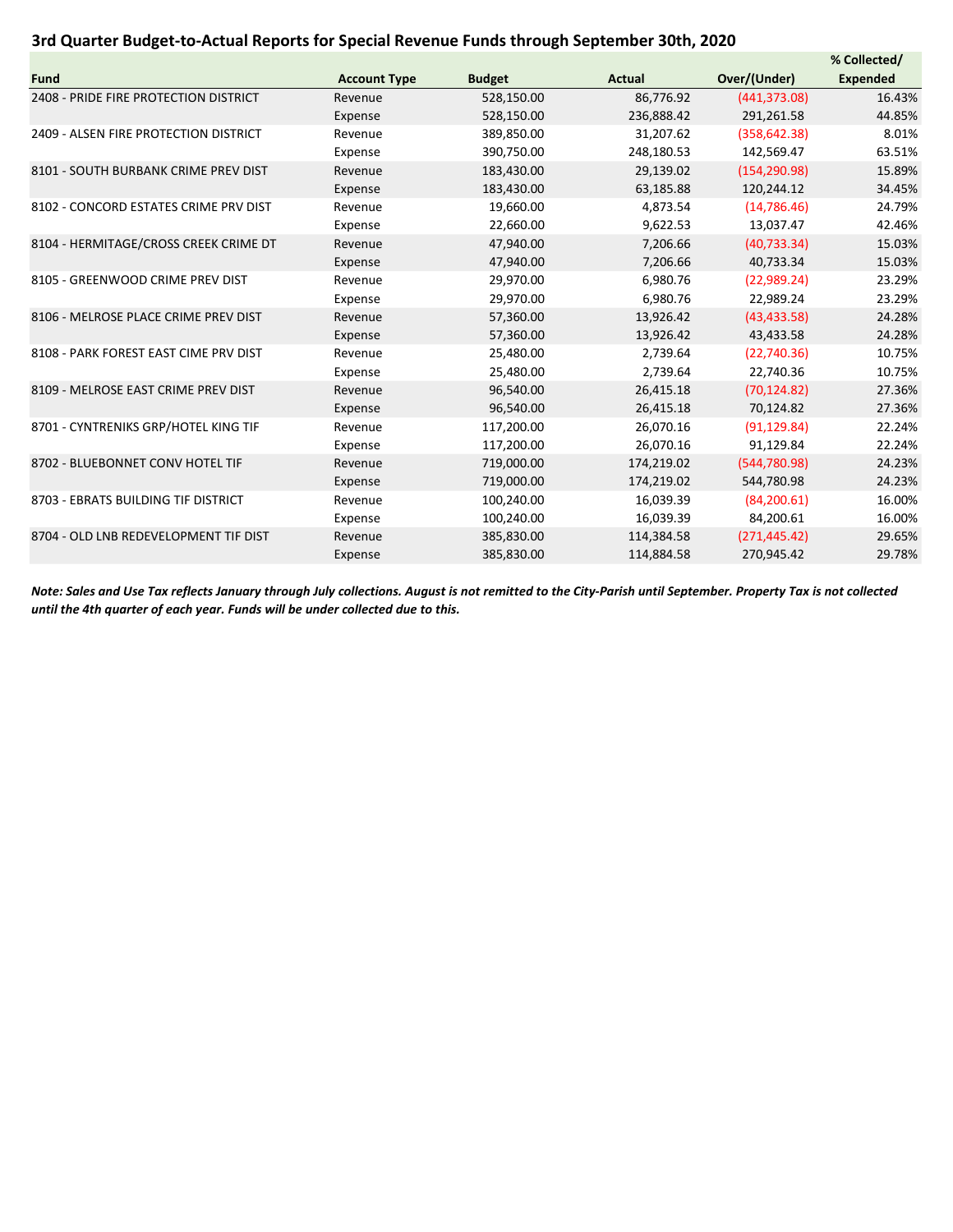## 3rd Quarter Budget-to-Actual Reports for Special Revenue Funds through September 30th, 2020

| Fund | Account Type | Budget | Actual | Over/(Under) | % Collected/ Expended |
|---|---|---|---|---|---|
| 2408 - PRIDE FIRE PROTECTION DISTRICT | Revenue | 528,150.00 | 86,776.92 | (441,373.08) | 16.43% |
| | Expense | 528,150.00 | 236,888.42 | 291,261.58 | 44.85% |
| 2409 - ALSEN FIRE PROTECTION DISTRICT | Revenue | 389,850.00 | 31,207.62 | (358,642.38) | 8.01% |
| | Expense | 390,750.00 | 248,180.53 | 142,569.47 | 63.51% |
| 8101 - SOUTH BURBANK CRIME PREV DIST | Revenue | 183,430.00 | 29,139.02 | (154,290.98) | 15.89% |
| | Expense | 183,430.00 | 63,185.88 | 120,244.12 | 34.45% |
| 8102 - CONCORD ESTATES CRIME PRV DIST | Revenue | 19,660.00 | 4,873.54 | (14,786.46) | 24.79% |
| | Expense | 22,660.00 | 9,622.53 | 13,037.47 | 42.46% |
| 8104 - HERMITAGE/CROSS CREEK CRIME DT | Revenue | 47,940.00 | 7,206.66 | (40,733.34) | 15.03% |
| | Expense | 47,940.00 | 7,206.66 | 40,733.34 | 15.03% |
| 8105 - GREENWOOD CRIME PREV DIST | Revenue | 29,970.00 | 6,980.76 | (22,989.24) | 23.29% |
| | Expense | 29,970.00 | 6,980.76 | 22,989.24 | 23.29% |
| 8106 - MELROSE PLACE CRIME PREV DIST | Revenue | 57,360.00 | 13,926.42 | (43,433.58) | 24.28% |
| | Expense | 57,360.00 | 13,926.42 | 43,433.58 | 24.28% |
| 8108 - PARK FOREST EAST CIME PRV DIST | Revenue | 25,480.00 | 2,739.64 | (22,740.36) | 10.75% |
| | Expense | 25,480.00 | 2,739.64 | 22,740.36 | 10.75% |
| 8109 - MELROSE EAST CRIME PREV DIST | Revenue | 96,540.00 | 26,415.18 | (70,124.82) | 27.36% |
| | Expense | 96,540.00 | 26,415.18 | 70,124.82 | 27.36% |
| 8701 - CYNTRENIKS GRP/HOTEL KING TIF | Revenue | 117,200.00 | 26,070.16 | (91,129.84) | 22.24% |
| | Expense | 117,200.00 | 26,070.16 | 91,129.84 | 22.24% |
| 8702 - BLUEBONNET CONV HOTEL TIF | Revenue | 719,000.00 | 174,219.02 | (544,780.98) | 24.23% |
| | Expense | 719,000.00 | 174,219.02 | 544,780.98 | 24.23% |
| 8703 - EBRATS BUILDING TIF DISTRICT | Revenue | 100,240.00 | 16,039.39 | (84,200.61) | 16.00% |
| | Expense | 100,240.00 | 16,039.39 | 84,200.61 | 16.00% |
| 8704 - OLD LNB REDEVELOPMENT TIF DIST | Revenue | 385,830.00 | 114,384.58 | (271,445.42) | 29.65% |
| | Expense | 385,830.00 | 114,884.58 | 270,945.42 | 29.78% |

***Note: Sales and Use Tax reflects January through July collections. August is not remitted to the City-Parish until September. Property Tax is not collected until the 4th quarter of each year. Funds will be under collected due to this.***